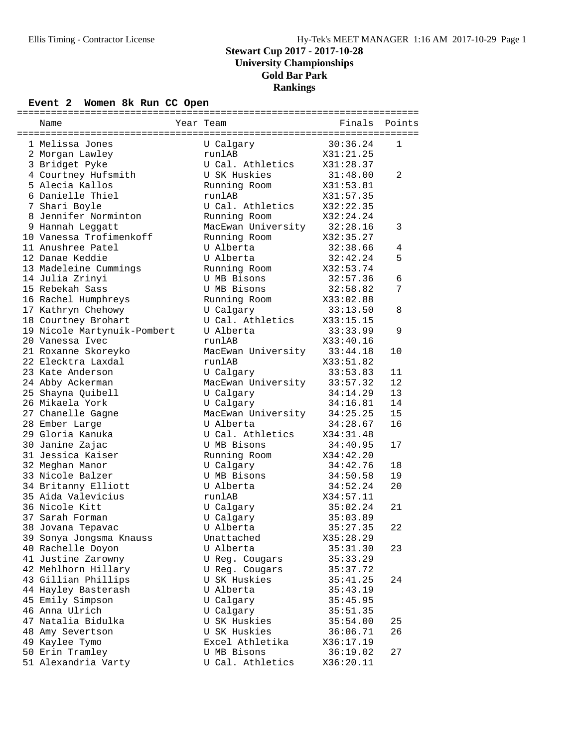# Stewart Cup 2017 - 2017-10-28
## University Championships
## Gold Bar Park
## Rankings

### Event 2 Women 8k Run CC Open

| | Name | Year | Team | Finals | Points |
|---|---|---|---|---|---|
| 1 | Melissa Jones | | U Calgary | 30:36.24 | 1 |
| 2 | Morgan Lawley | | runlAB | X31:21.25 | |
| 3 | Bridget Pyke | | U Cal. Athletics | X31:28.37 | |
| 4 | Courtney Hufsmith | | U SK Huskies | 31:48.00 | 2 |
| 5 | Alecia Kallos | | Running Room | X31:53.81 | |
| 6 | Danielle Thiel | | runlAB | X31:57.35 | |
| 7 | Shari Boyle | | U Cal. Athletics | X32:22.35 | |
| 8 | Jennifer Norminton | | Running Room | X32:24.24 | |
| 9 | Hannah Leggatt | | MacEwan University | 32:28.16 | 3 |
| 10 | Vanessa Trofimenkoff | | Running Room | X32:35.27 | |
| 11 | Anushree Patel | | U Alberta | 32:38.66 | 4 |
| 12 | Danae Keddie | | U Alberta | 32:42.24 | 5 |
| 13 | Madeleine Cummings | | Running Room | X32:53.74 | |
| 14 | Julia Zrinyi | | U MB Bisons | 32:57.36 | 6 |
| 15 | Rebekah Sass | | U MB Bisons | 32:58.82 | 7 |
| 16 | Rachel Humphreys | | Running Room | X33:02.88 | |
| 17 | Kathryn Chehowy | | U Calgary | 33:13.50 | 8 |
| 18 | Courtney Brohart | | U Cal. Athletics | X33:15.15 | |
| 19 | Nicole Martynuik-Pombert | | U Alberta | 33:33.99 | 9 |
| 20 | Vanessa Ivec | | runlAB | X33:40.16 | |
| 21 | Roxanne Skoreyko | | MacEwan University | 33:44.18 | 10 |
| 22 | Elecktra Laxdal | | runlAB | X33:51.82 | |
| 23 | Kate Anderson | | U Calgary | 33:53.83 | 11 |
| 24 | Abby Ackerman | | MacEwan University | 33:57.32 | 12 |
| 25 | Shayna Quibell | | U Calgary | 34:14.29 | 13 |
| 26 | Mikaela York | | U Calgary | 34:16.81 | 14 |
| 27 | Chanelle Gagne | | MacEwan University | 34:25.25 | 15 |
| 28 | Ember Large | | U Alberta | 34:28.67 | 16 |
| 29 | Gloria Kanuka | | U Cal. Athletics | X34:31.48 | |
| 30 | Janine Zajac | | U MB Bisons | 34:40.95 | 17 |
| 31 | Jessica Kaiser | | Running Room | X34:42.20 | |
| 32 | Meghan Manor | | U Calgary | 34:42.76 | 18 |
| 33 | Nicole Balzer | | U MB Bisons | 34:50.58 | 19 |
| 34 | Britanny Elliott | | U Alberta | 34:52.24 | 20 |
| 35 | Aida Valevicius | | runlAB | X34:57.11 | |
| 36 | Nicole Kitt | | U Calgary | 35:02.24 | 21 |
| 37 | Sarah Forman | | U Calgary | 35:03.89 | |
| 38 | Jovana Tepavac | | U Alberta | 35:27.35 | 22 |
| 39 | Sonya Jongsma Knauss | | Unattached | X35:28.29 | |
| 40 | Rachelle Doyon | | U Alberta | 35:31.30 | 23 |
| 41 | Justine Zarowny | | U Reg. Cougars | 35:33.29 | |
| 42 | Mehlhorn Hillary | | U Reg. Cougars | 35:37.72 | |
| 43 | Gillian Phillips | | U SK Huskies | 35:41.25 | 24 |
| 44 | Hayley Basterash | | U Alberta | 35:43.19 | |
| 45 | Emily Simpson | | U Calgary | 35:45.95 | |
| 46 | Anna Ulrich | | U Calgary | 35:51.35 | |
| 47 | Natalia Bidulka | | U SK Huskies | 35:54.00 | 25 |
| 48 | Amy Severtson | | U SK Huskies | 36:06.71 | 26 |
| 49 | Kaylee Tymo | | Excel Athletika | X36:17.19 | |
| 50 | Erin Tramley | | U MB Bisons | 36:19.02 | 27 |
| 51 | Alexandria Varty | | U Cal. Athletics | X36:20.11 | |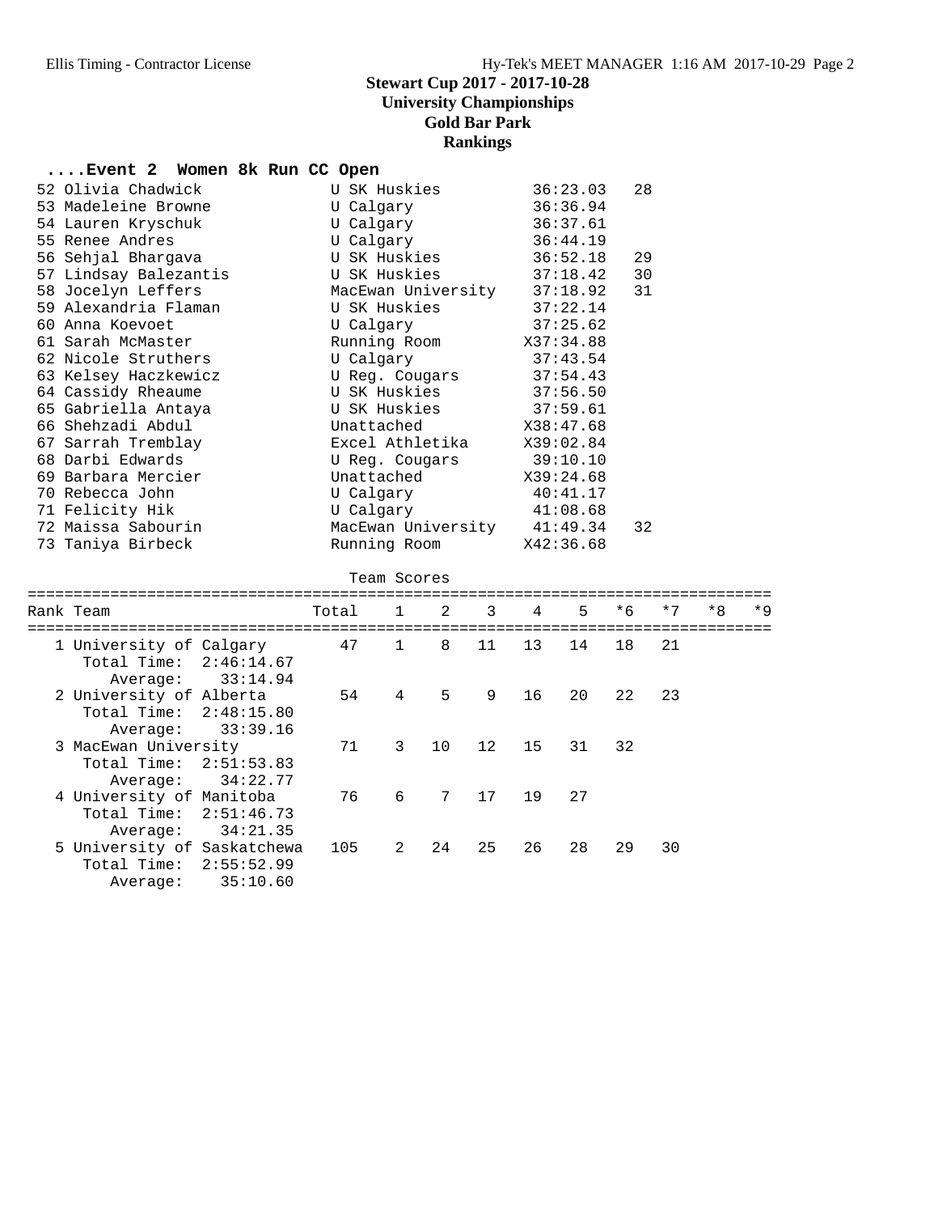# Stewart Cup 2017 - 2017-10-28

## University Championships

## Gold Bar Park

## Rankings

### ....Event 2 Women 8k Run CC Open

| Place | Name | Team | Time | Score |
|---|---|---|---|---|
| 52 | Olivia Chadwick | U SK Huskies | 36:23.03 | 28 |
| 53 | Madeleine Browne | U Calgary | 36:36.94 | |
| 54 | Lauren Kryschuk | U Calgary | 36:37.61 | |
| 55 | Renee Andres | U Calgary | 36:44.19 | |
| 56 | Sehjal Bhargava | U SK Huskies | 36:52.18 | 29 |
| 57 | Lindsay Balezantis | U SK Huskies | 37:18.42 | 30 |
| 58 | Jocelyn Leffers | MacEwan University | 37:18.92 | 31 |
| 59 | Alexandria Flaman | U SK Huskies | 37:22.14 | |
| 60 | Anna Koevoet | U Calgary | 37:25.62 | |
| 61 | Sarah McMaster | Running Room | X37:34.88 | |
| 62 | Nicole Struthers | U Calgary | 37:43.54 | |
| 63 | Kelsey Haczkewicz | U Reg. Cougars | 37:54.43 | |
| 64 | Cassidy Rheaume | U SK Huskies | 37:56.50 | |
| 65 | Gabriella Antaya | U SK Huskies | 37:59.61 | |
| 66 | Shehzadi Abdul | Unattached | X38:47.68 | |
| 67 | Sarrah Tremblay | Excel Athletika | X39:02.84 | |
| 68 | Darbi Edwards | U Reg. Cougars | 39:10.10 | |
| 69 | Barbara Mercier | Unattached | X39:24.68 | |
| 70 | Rebecca John | U Calgary | 40:41.17 | |
| 71 | Felicity Hik | U Calgary | 41:08.68 | |
| 72 | Maissa Sabourin | MacEwan University | 41:49.34 | 32 |
| 73 | Taniya Birbeck | Running Room | X42:36.68 | |

Team Scores

| Rank | Team | Total | 1 | 2 | 3 | 4 | 5 | *6 | *7 | *8 | *9 |
|---|---|---|---|---|---|---|---|---|---|---|---|
| 1 | University of Calgary | 47 | 1 | 8 | 11 | 13 | 14 | 18 | 21 | | |
| | Total Time: 2:46:14.67 | | | | | | | | | | |
| | Average: 33:14.94 | | | | | | | | | | |
| 2 | University of Alberta | 54 | 4 | 5 | 9 | 16 | 20 | 22 | 23 | | |
| | Total Time: 2:48:15.80 | | | | | | | | | | |
| | Average: 33:39.16 | | | | | | | | | | |
| 3 | MacEwan University | 71 | 3 | 10 | 12 | 15 | 31 | 32 | | | |
| | Total Time: 2:51:53.83 | | | | | | | | | | |
| | Average: 34:22.77 | | | | | | | | | | |
| 4 | University of Manitoba | 76 | 6 | 7 | 17 | 19 | 27 | | | | |
| | Total Time: 2:51:46.73 | | | | | | | | | | |
| | Average: 34:21.35 | | | | | | | | | | |
| 5 | University of Saskatchewa | 105 | 2 | 24 | 25 | 26 | 28 | 29 | 30 | | |
| | Total Time: 2:55:52.99 | | | | | | | | | | |
| | Average: 35:10.60 | | | | | | | | | | |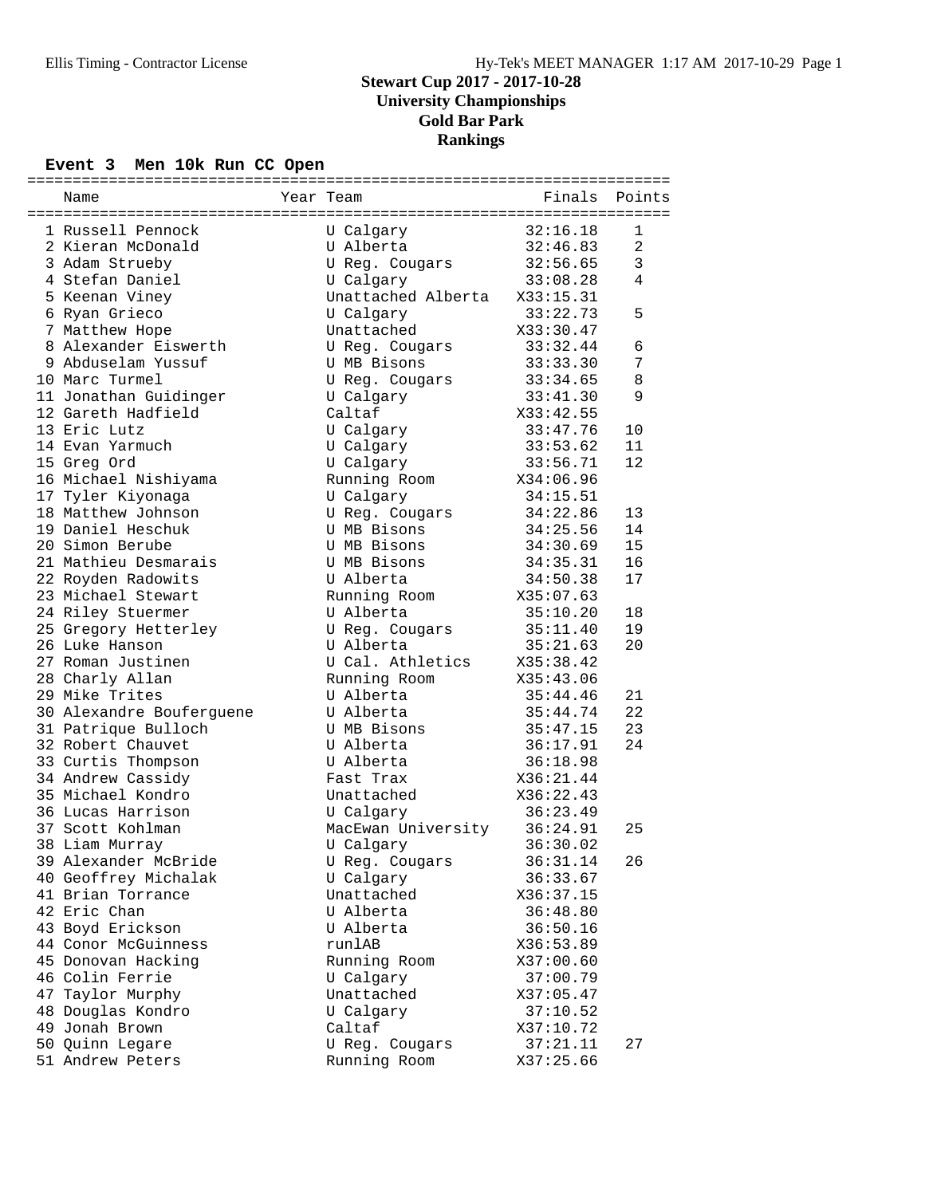# Stewart Cup 2017 - 2017-10-28
## University Championships
## Gold Bar Park
## Rankings

### Event 3 Men 10k Run CC Open

| | Name | Year | Team | Finals | Points |
|---|---|---|---|---|---|
| 1 | Russell Pennock | | U Calgary | 32:16.18 | 1 |
| 2 | Kieran McDonald | | U Alberta | 32:46.83 | 2 |
| 3 | Adam Strueby | | U Reg. Cougars | 32:56.65 | 3 |
| 4 | Stefan Daniel | | U Calgary | 33:08.28 | 4 |
| 5 | Keenan Viney | | Unattached Alberta | X33:15.31 | |
| 6 | Ryan Grieco | | U Calgary | 33:22.73 | 5 |
| 7 | Matthew Hope | | Unattached | X33:30.47 | |
| 8 | Alexander Eisworth | | U Reg. Cougars | 33:32.44 | 6 |
| 9 | Abduselam Yussuf | | U MB Bisons | 33:33.30 | 7 |
| 10 | Marc Turmel | | U Reg. Cougars | 33:34.65 | 8 |
| 11 | Jonathan Guidinger | | U Calgary | 33:41.30 | 9 |
| 12 | Gareth Hadfield | | Caltaf | X33:42.55 | |
| 13 | Eric Lutz | | U Calgary | 33:47.76 | 10 |
| 14 | Evan Yarmuch | | U Calgary | 33:53.62 | 11 |
| 15 | Greg Ord | | U Calgary | 33:56.71 | 12 |
| 16 | Michael Nishiyama | | Running Room | X34:06.96 | |
| 17 | Tyler Kiyonaga | | U Calgary | 34:15.51 | |
| 18 | Matthew Johnson | | U Reg. Cougars | 34:22.86 | 13 |
| 19 | Daniel Heschuk | | U MB Bisons | 34:25.56 | 14 |
| 20 | Simon Berube | | U MB Bisons | 34:30.69 | 15 |
| 21 | Mathieu Desmarais | | U MB Bisons | 34:35.31 | 16 |
| 22 | Royden Radowits | | U Alberta | 34:50.38 | 17 |
| 23 | Michael Stewart | | Running Room | X35:07.63 | |
| 24 | Riley Stuermer | | U Alberta | 35:10.20 | 18 |
| 25 | Gregory Hetterley | | U Reg. Cougars | 35:11.40 | 19 |
| 26 | Luke Hanson | | U Alberta | 35:21.63 | 20 |
| 27 | Roman Justinen | | U Cal. Athletics | X35:38.42 | |
| 28 | Charly Allan | | Running Room | X35:43.06 | |
| 29 | Mike Trites | | U Alberta | 35:44.46 | 21 |
| 30 | Alexandre Bouferguene | | U Alberta | 35:44.74 | 22 |
| 31 | Patrique Bulloch | | U MB Bisons | 35:47.15 | 23 |
| 32 | Robert Chauvet | | U Alberta | 36:17.91 | 24 |
| 33 | Curtis Thompson | | U Alberta | 36:18.98 | |
| 34 | Andrew Cassidy | | Fast Trax | X36:21.44 | |
| 35 | Michael Kondro | | Unattached | X36:22.43 | |
| 36 | Lucas Harrison | | U Calgary | 36:23.49 | |
| 37 | Scott Kohlman | | MacEwan University | 36:24.91 | 25 |
| 38 | Liam Murray | | U Calgary | 36:30.02 | |
| 39 | Alexander McBride | | U Reg. Cougars | 36:31.14 | 26 |
| 40 | Geoffrey Michalak | | U Calgary | 36:33.67 | |
| 41 | Brian Torrance | | Unattached | X36:37.15 | |
| 42 | Eric Chan | | U Alberta | 36:48.80 | |
| 43 | Boyd Erickson | | U Alberta | 36:50.16 | |
| 44 | Conor McGuinness | | runlAB | X36:53.89 | |
| 45 | Donovan Hacking | | Running Room | X37:00.60 | |
| 46 | Colin Ferrie | | U Calgary | 37:00.79 | |
| 47 | Taylor Murphy | | Unattached | X37:05.47 | |
| 48 | Douglas Kondro | | U Calgary | 37:10.52 | |
| 49 | Jonah Brown | | Caltaf | X37:10.72 | |
| 50 | Quinn Legare | | U Reg. Cougars | 37:21.11 | 27 |
| 51 | Andrew Peters | | Running Room | X37:25.66 | |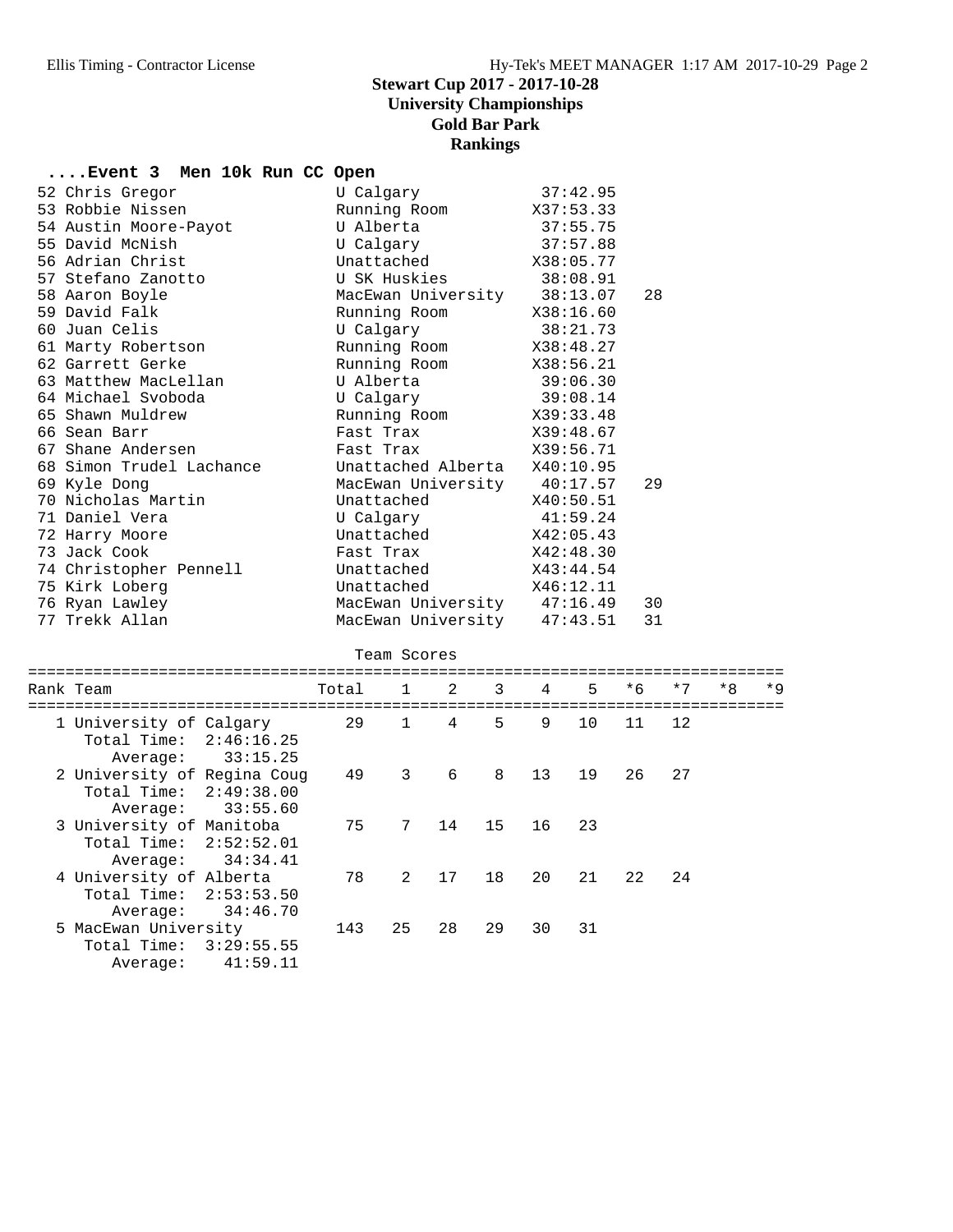## Stewart Cup 2017 - 2017-10-28
## University Championships
## Gold Bar Park
## Rankings

### ....Event 3 Men 10k Run CC Open

| Place | Name | Team | Time | Points |
|---|---|---|---|---|
| 52 | Chris Gregor | U Calgary | 37:42.95 | |
| 53 | Robbie Nissen | Running Room | X37:53.33 | |
| 54 | Austin Moore-Payot | U Alberta | 37:55.75 | |
| 55 | David McNish | U Calgary | 37:57.88 | |
| 56 | Adrian Christ | Unattached | X38:05.77 | |
| 57 | Stefano Zanotto | U SK Huskies | 38:08.91 | |
| 58 | Aaron Boyle | MacEwan University | 38:13.07 | 28 |
| 59 | David Falk | Running Room | X38:16.60 | |
| 60 | Juan Celis | U Calgary | 38:21.73 | |
| 61 | Marty Robertson | Running Room | X38:48.27 | |
| 62 | Garrett Gerke | Running Room | X38:56.21 | |
| 63 | Matthew MacLellan | U Alberta | 39:06.30 | |
| 64 | Michael Svoboda | U Calgary | 39:08.14 | |
| 65 | Shawn Muldrew | Running Room | X39:33.48 | |
| 66 | Sean Barr | Fast Trax | X39:48.67 | |
| 67 | Shane Andersen | Fast Trax | X39:56.71 | |
| 68 | Simon Trudel Lachance | Unattached Alberta | X40:10.95 | |
| 69 | Kyle Dong | MacEwan University | 40:17.57 | 29 |
| 70 | Nicholas Martin | Unattached | X40:50.51 | |
| 71 | Daniel Vera | U Calgary | 41:59.24 | |
| 72 | Harry Moore | Unattached | X42:05.43 | |
| 73 | Jack Cook | Fast Trax | X42:48.30 | |
| 74 | Christopher Pennell | Unattached | X43:44.54 | |
| 75 | Kirk Loberg | Unattached | X46:12.11 | |
| 76 | Ryan Lawley | MacEwan University | 47:16.49 | 30 |
| 77 | Trekk Allan | MacEwan University | 47:43.51 | 31 |

Team Scores

| Rank | Team | Total | 1 | 2 | 3 | 4 | 5 | *6 | *7 | *8 | *9 |
|---|---|---|---|---|---|---|---|---|---|---|---|
| 1 | University of Calgary | 29 | 1 | 4 | 5 | 9 | 10 | 11 | 12 | | |
| | Total Time: 2:46:16.25 | | | | | | | | | | |
| | Average: 33:15.25 | | | | | | | | | | |
| 2 | University of Regina Coug | 49 | 3 | 6 | 8 | 13 | 19 | 26 | 27 | | |
| | Total Time: 2:49:38.00 | | | | | | | | | | |
| | Average: 33:55.60 | | | | | | | | | | |
| 3 | University of Manitoba | 75 | 7 | 14 | 15 | 16 | 23 | | | | |
| | Total Time: 2:52:52.01 | | | | | | | | | | |
| | Average: 34:34.41 | | | | | | | | | | |
| 4 | University of Alberta | 78 | 2 | 17 | 18 | 20 | 21 | 22 | 24 | | |
| | Total Time: 2:53:53.50 | | | | | | | | | | |
| | Average: 34:46.70 | | | | | | | | | | |
| 5 | MacEwan University | 143 | 25 | 28 | 29 | 30 | 31 | | | | |
| | Total Time: 3:29:55.55 | | | | | | | | | | |
| | Average: 41:59.11 | | | | | | | | | | |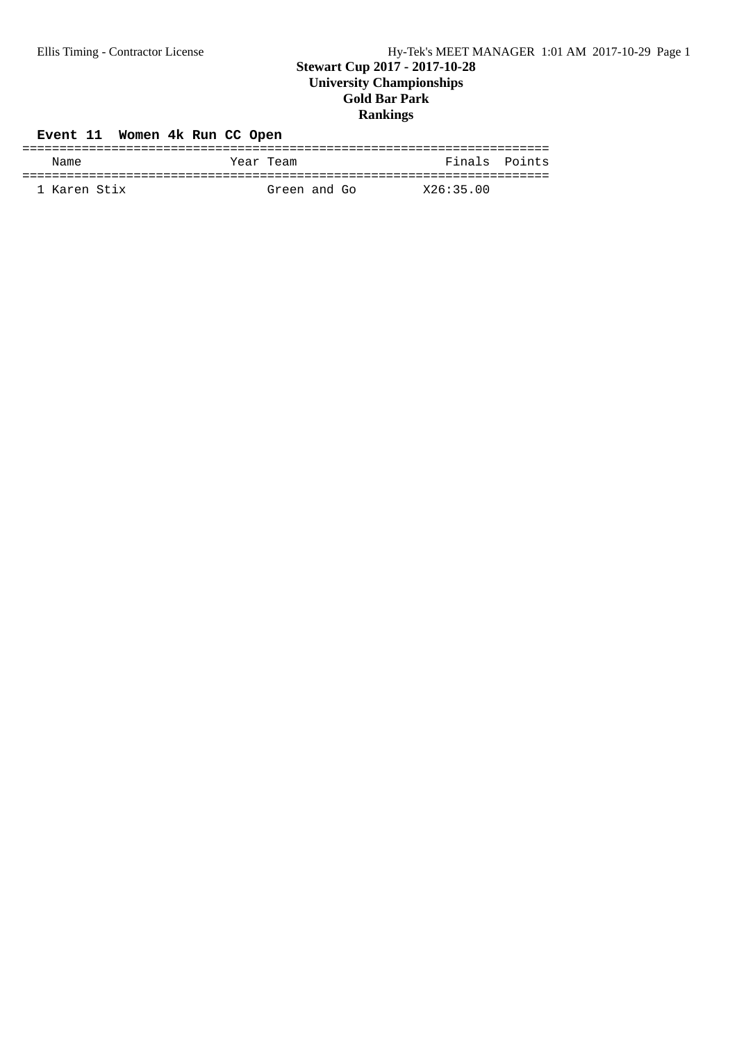**Stewart Cup 2017 - 2017-10-28**
**University Championships**
**Gold Bar Park**
**Rankings**

**Event 11 Women 4k Run CC Open**

| | Name | Year | Team | Finals | Points |
|---|---|---|---|---|---|
| 1 | Karen Stix | | Green and Go | X26:35.00 | |